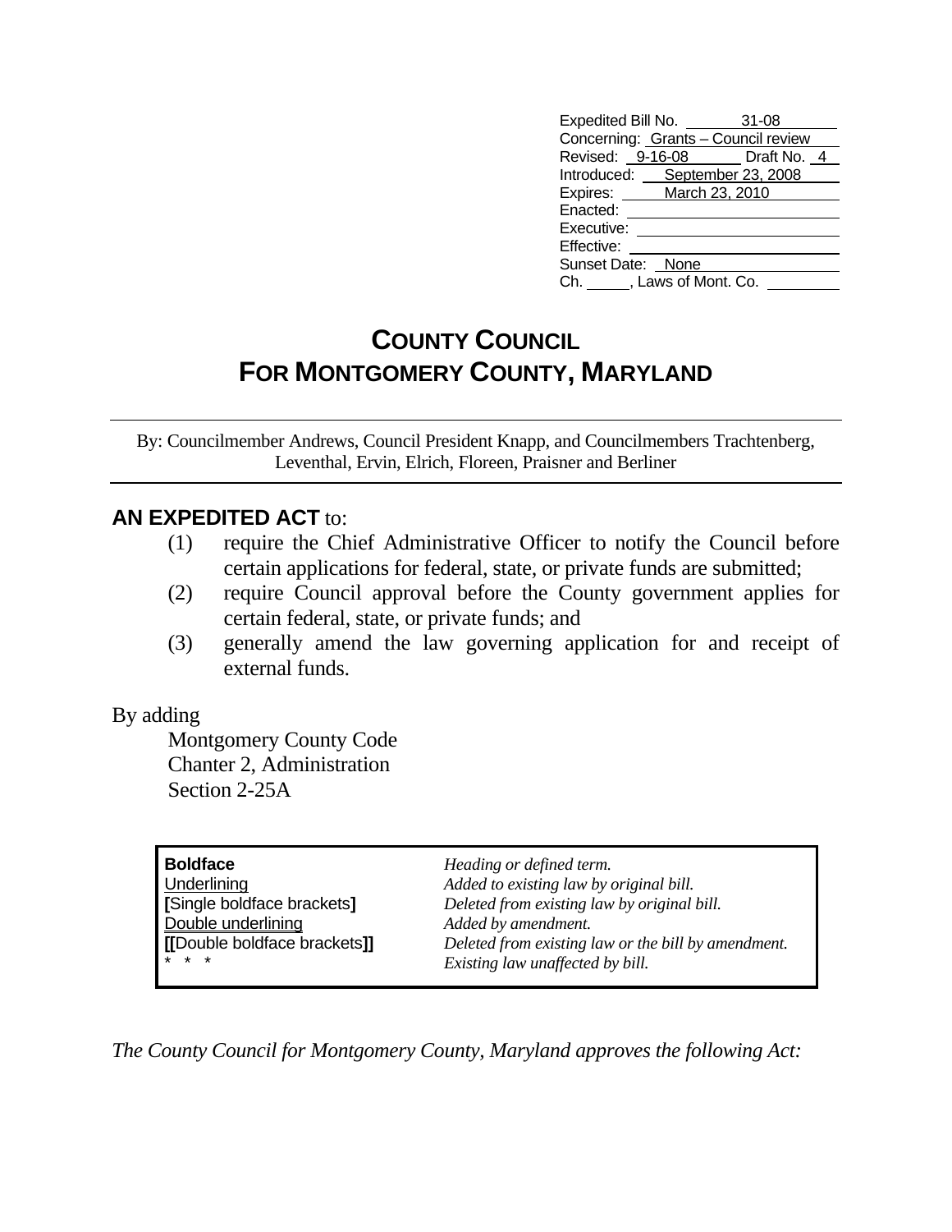| | |
|---|---|
| Expedited Bill No. | 31-08 |
| Concerning: | Grants – Council review |
| Revised: 9-16-08 | Draft No. 4 |
| Introduced: | September 23, 2008 |
| Expires: | March 23, 2010 |
| Enacted: | |
| Executive: | |
| Effective: | |
| Sunset Date: | None |
| Ch. ____, Laws of Mont. Co. | |

# COUNTY COUNCIL FOR MONTGOMERY COUNTY, MARYLAND

By: Councilmember Andrews, Council President Knapp, and Councilmembers Trachtenberg, Leventhal, Ervin, Elrich, Floreen, Praisner and Berliner

**AN EXPEDITED ACT** to:

(1) require the Chief Administrative Officer to notify the Council before certain applications for federal, state, or private funds are submitted;

(2) require Council approval before the County government applies for certain federal, state, or private funds; and

(3) generally amend the law governing application for and receipt of external funds.

By adding

Montgomery County Code
Chanter 2, Administration
Section 2-25A

| | |
|---|---|
| **Boldface** | *Heading or defined term.* |
| Underlining | *Added to existing law by original bill.* |
| **[**Single boldface brackets**]** | *Deleted from existing law by original bill.* |
| Double underlining | *Added by amendment.* |
| **[[**Double boldface brackets**]]** | *Deleted from existing law or the bill by amendment.* |
| * * * | *Existing law unaffected by bill.* |

*The County Council for Montgomery County, Maryland approves the following Act:*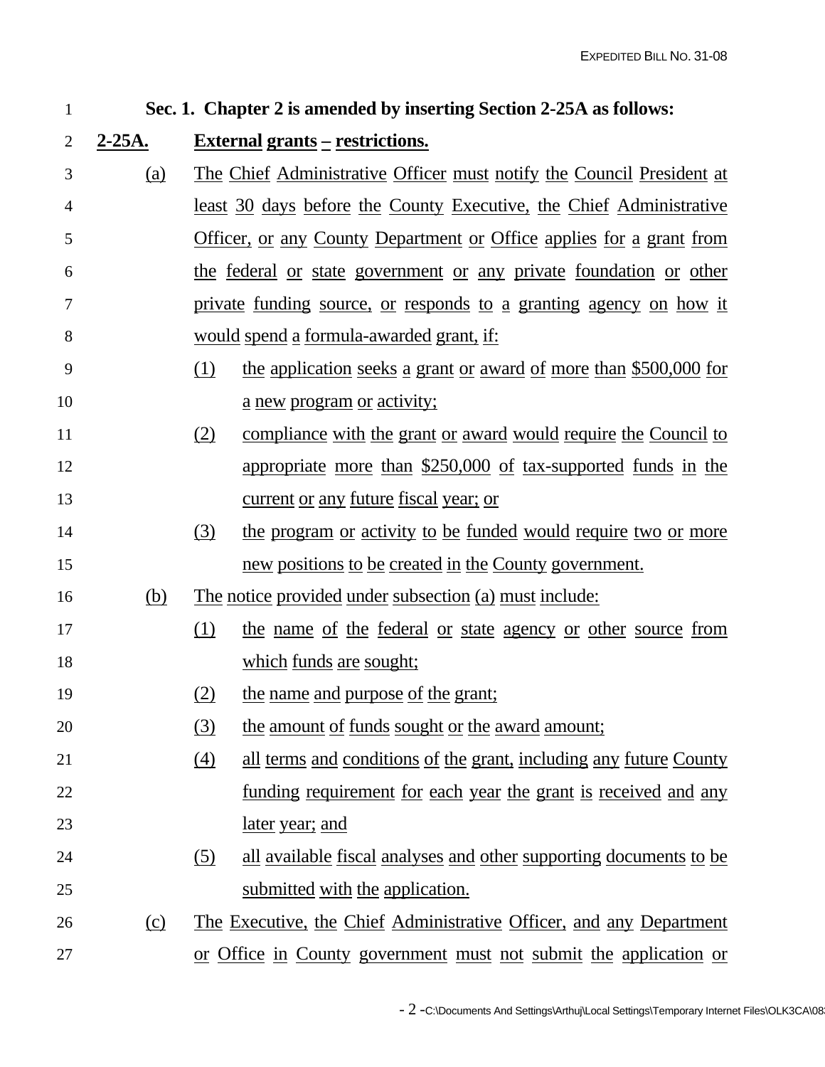**Sec. 1. Chapter 2 is amended by inserting Section 2-25A as follows:**

**2-25A. External grants – restrictions.**

(a) The Chief Administrative Officer must notify the Council President at least 30 days before the County Executive, the Chief Administrative Officer, or any County Department or Office applies for a grant from the federal or state government or any private foundation or other private funding source, or responds to a granting agency on how it would spend a formula-awarded grant, if:

(1) the application seeks a grant or award of more than $500,000 for a new program or activity;

(2) compliance with the grant or award would require the Council to appropriate more than $250,000 of tax-supported funds in the current or any future fiscal year; or

(3) the program or activity to be funded would require two or more new positions to be created in the County government.

(b) The notice provided under subsection (a) must include:

(1) the name of the federal or state agency or other source from which funds are sought;

(2) the name and purpose of the grant;

(3) the amount of funds sought or the award amount;

(4) all terms and conditions of the grant, including any future County funding requirement for each year the grant is received and any later year; and

(5) all available fiscal analyses and other supporting documents to be submitted with the application.

(c) The Executive, the Chief Administrative Officer, and any Department or Office in County government must not submit the application or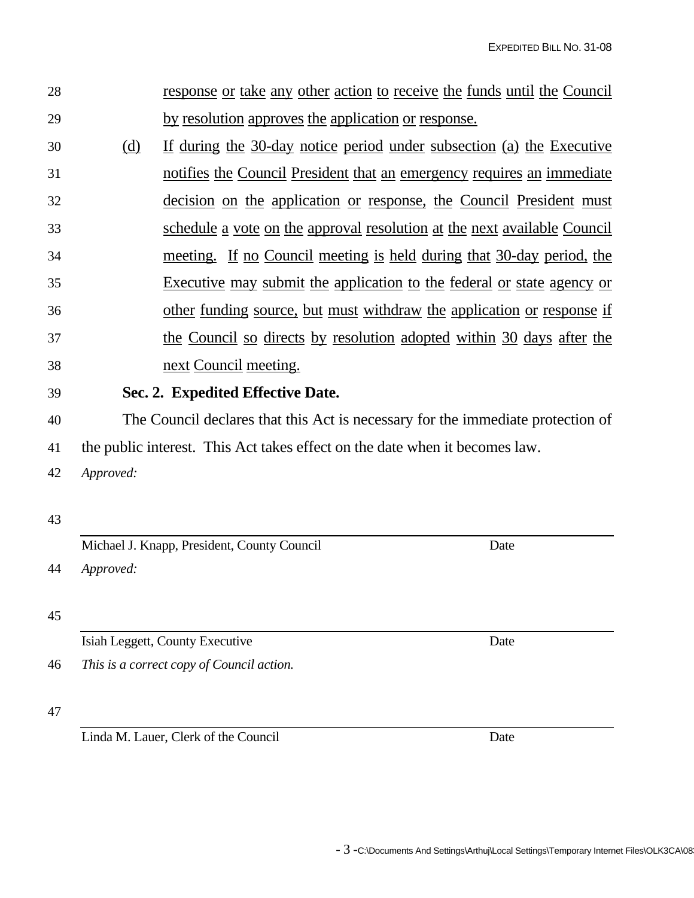response or take any other action to receive the funds until the Council by resolution approves the application or response.

(d) If during the 30-day notice period under subsection (a) the Executive notifies the Council President that an emergency requires an immediate decision on the application or response, the Council President must schedule a vote on the approval resolution at the next available Council meeting. If no Council meeting is held during that 30-day period, the Executive may submit the application to the federal or state agency or other funding source, but must withdraw the application or response if the Council so directs by resolution adopted within 30 days after the next Council meeting.

**Sec. 2. Expedited Effective Date.**

The Council declares that this Act is necessary for the immediate protection of the public interest. This Act takes effect on the date when it becomes law.

*Approved:*

Michael J. Knapp, President, County Council — Date

*Approved:*

Isiah Leggett, County Executive — Date

*This is a correct copy of Council action.*

Linda M. Lauer, Clerk of the Council — Date